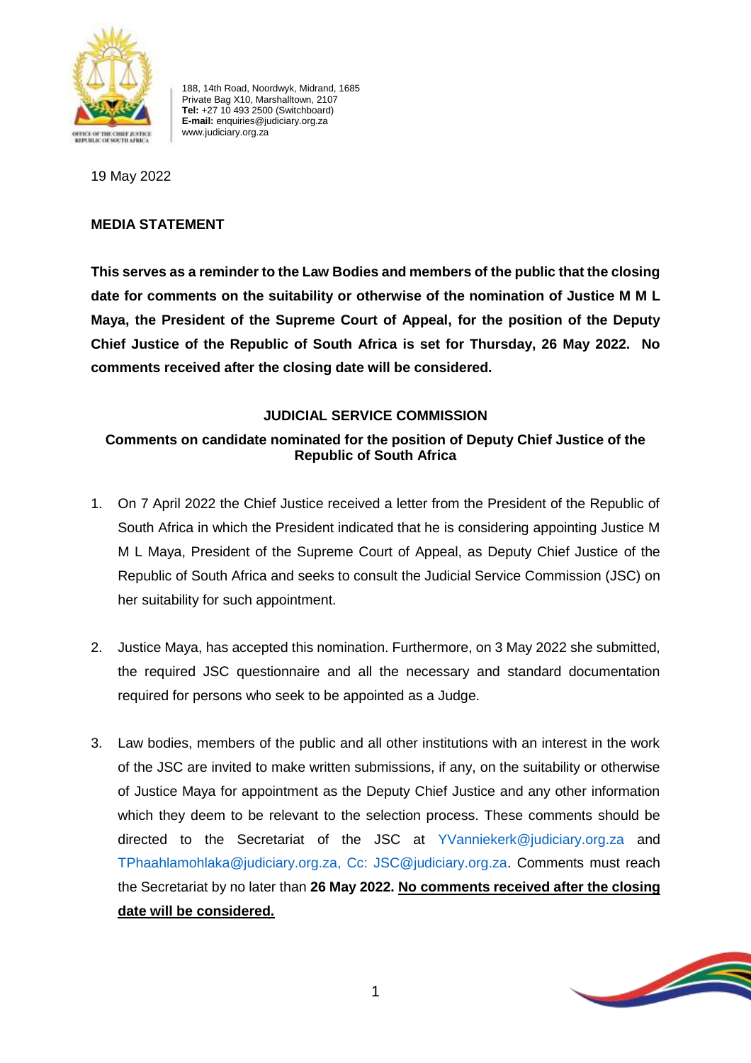188, 14th Road, Noordwyk, Midrand, 1685
Private Bag X10, Marshalltown, 2107
**Tel:** +27 10 493 2500 (Switchboard)
**E-mail:** enquiries@judiciary.org.za
www.judiciary.org.za

19 May 2022

**MEDIA STATEMENT**

**This serves as a reminder to the Law Bodies and members of the public that the closing date for comments on the suitability or otherwise of the nomination of Justice M M L Maya, the President of the Supreme Court of Appeal, for the position of the Deputy Chief Justice of the Republic of South Africa is set for Thursday, 26 May 2022. No comments received after the closing date will be considered.**

## JUDICIAL SERVICE COMMISSION

### Comments on candidate nominated for the position of Deputy Chief Justice of the Republic of South Africa

1. On 7 April 2022 the Chief Justice received a letter from the President of the Republic of South Africa in which the President indicated that he is considering appointing Justice M M L Maya, President of the Supreme Court of Appeal, as Deputy Chief Justice of the Republic of South Africa and seeks to consult the Judicial Service Commission (JSC) on her suitability for such appointment.

2. Justice Maya, has accepted this nomination. Furthermore, on 3 May 2022 she submitted, the required JSC questionnaire and all the necessary and standard documentation required for persons who seek to be appointed as a Judge.

3. Law bodies, members of the public and all other institutions with an interest in the work of the JSC are invited to make written submissions, if any, on the suitability or otherwise of Justice Maya for appointment as the Deputy Chief Justice and any other information which they deem to be relevant to the selection process. These comments should be directed to the Secretariat of the JSC at YVanniekerk@judiciary.org.za and TPhaahlamohlaka@judiciary.org.za, Cc: JSC@judiciary.org.za. Comments must reach the Secretariat by no later than **26 May 2022.** **No comments received after the closing date will be considered.**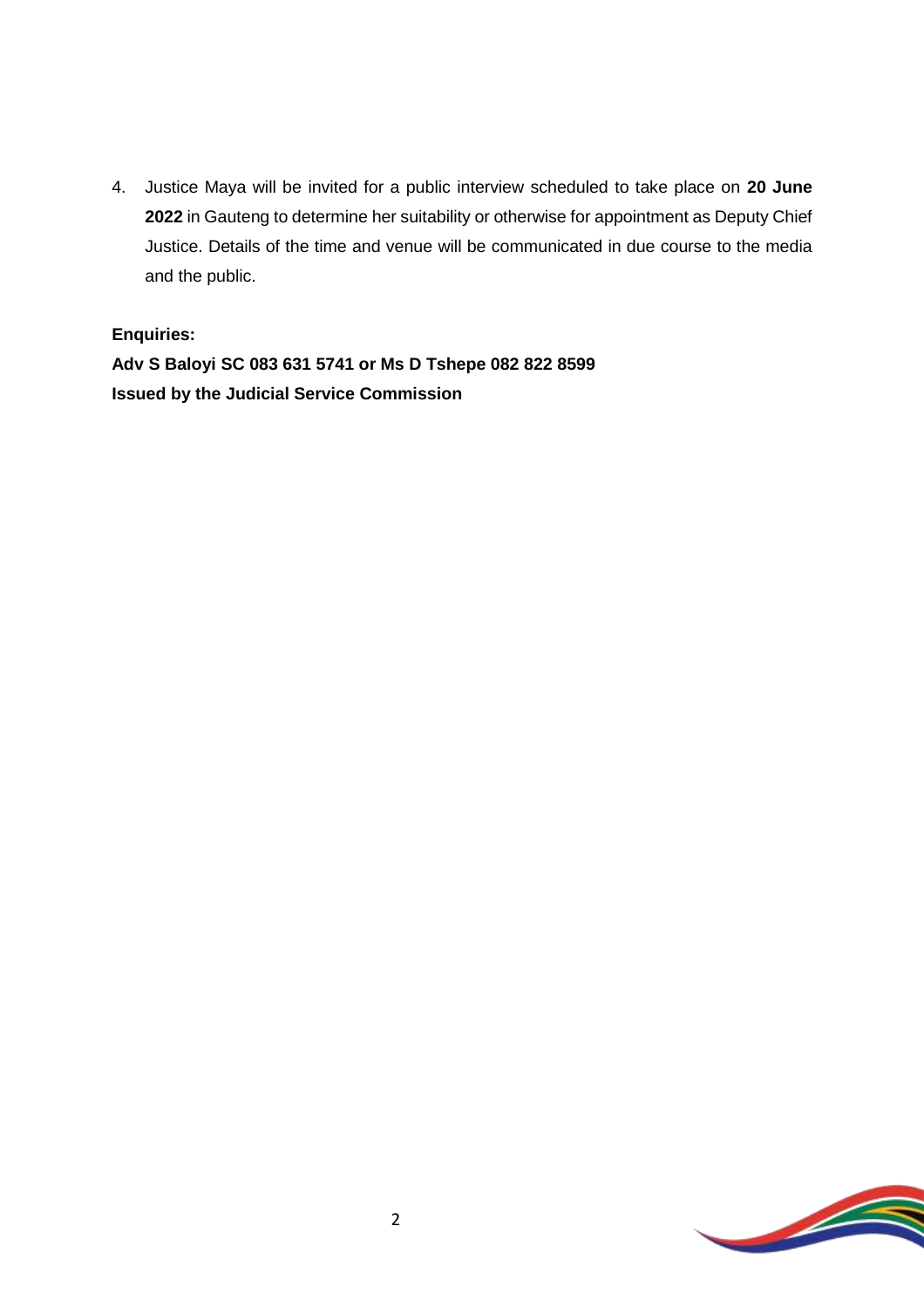4. Justice Maya will be invited for a public interview scheduled to take place on **20 June 2022** in Gauteng to determine her suitability or otherwise for appointment as Deputy Chief Justice. Details of the time and venue will be communicated in due course to the media and the public.

**Enquiries:**

**Adv S Baloyi SC 083 631 5741 or Ms D Tshepe 082 822 8599**

**Issued by the Judicial Service Commission**